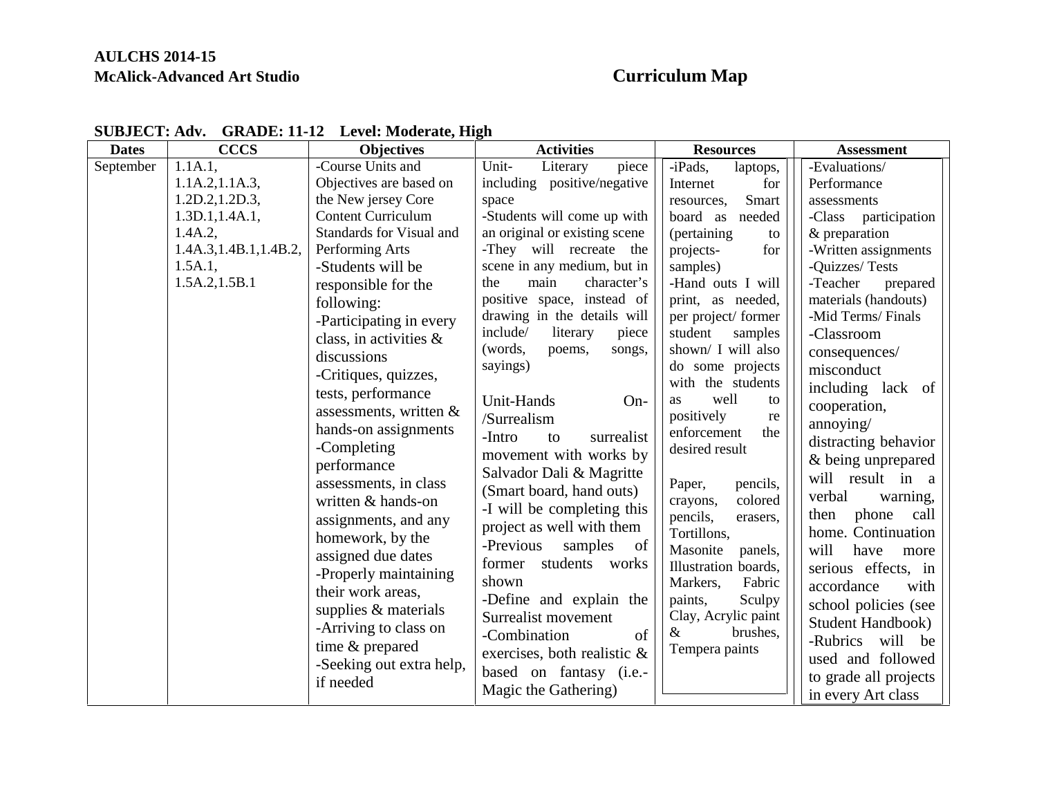**AULCHS 2014-15**
**McAlick-Advanced Art Studio**

# Curriculum Map

**SUBJECT: Adv. GRADE: 11-12 Level: Moderate, High**

| Dates | CCCS | Objectives | Activities | Resources | Assessment |
|---|---|---|---|---|---|
| September | 1.1A.1, 1.1A.2,1.1A.3, 1.2D.2,1.2D.3, 1.3D.1,1.4A.1, 1.4A.2, 1.4A.3,1.4B.1,1.4B.2, 1.5A.1, 1.5A.2,1.5B.1 | -Course Units and Objectives are based on the New jersey Core Content Curriculum Standards for Visual and Performing Arts<br>-Students will be responsible for the following:<br>-Participating in every class, in activities & discussions<br>-Critiques, quizzes, tests, performance assessments, written & hands-on assignments<br>-Completing performance assessments, in class written & hands-on assignments, and any homework, by the assigned due dates<br>-Properly maintaining their work areas, supplies & materials<br>-Arriving to class on time & prepared<br>-Seeking out extra help, if needed | Unit- Literary piece including positive/negative space<br>-Students will come up with an original or existing scene<br>-They will recreate the scene in any medium, but in the main character's positive space, instead of drawing in the details will include/ literary piece (words, poems, songs, sayings)<br><br>Unit-Hands On-/Surrealism<br>-Intro to surrealist movement with works by Salvador Dali & Magritte (Smart board, hand outs)<br>-I will be completing this project as well with them<br>-Previous samples of former students works shown<br>-Define and explain the Surrealist movement<br>-Combination of exercises, both realistic & based on fantasy (i.e.- Magic the Gathering) | -iPads, laptops, Internet for resources, Smart board as needed (pertaining to projects- for samples)<br>-Hand outs I will print, as needed, per project/ former student samples shown/ I will also do some projects with the students as well to positively re enforcement the desired result<br><br>Paper, pencils, crayons, colored pencils, erasers, Tortillons, Masonite panels, Illustration boards, Markers, Fabric paints, Sculpy Clay, Acrylic paint & brushes, Tempera paints | -Evaluations/ Performance assessments<br>-Class participation & preparation<br>-Written assignments<br>-Quizzes/ Tests<br>-Teacher prepared materials (handouts)<br>-Mid Terms/ Finals<br>-Classroom consequences/ misconduct including lack of cooperation, annoying/ distracting behavior & being unprepared will result in a verbal warning, then phone call home. Continuation will have more serious effects, in accordance with school policies (see Student Handbook)<br>-Rubrics will be used and followed to grade all projects in every Art class |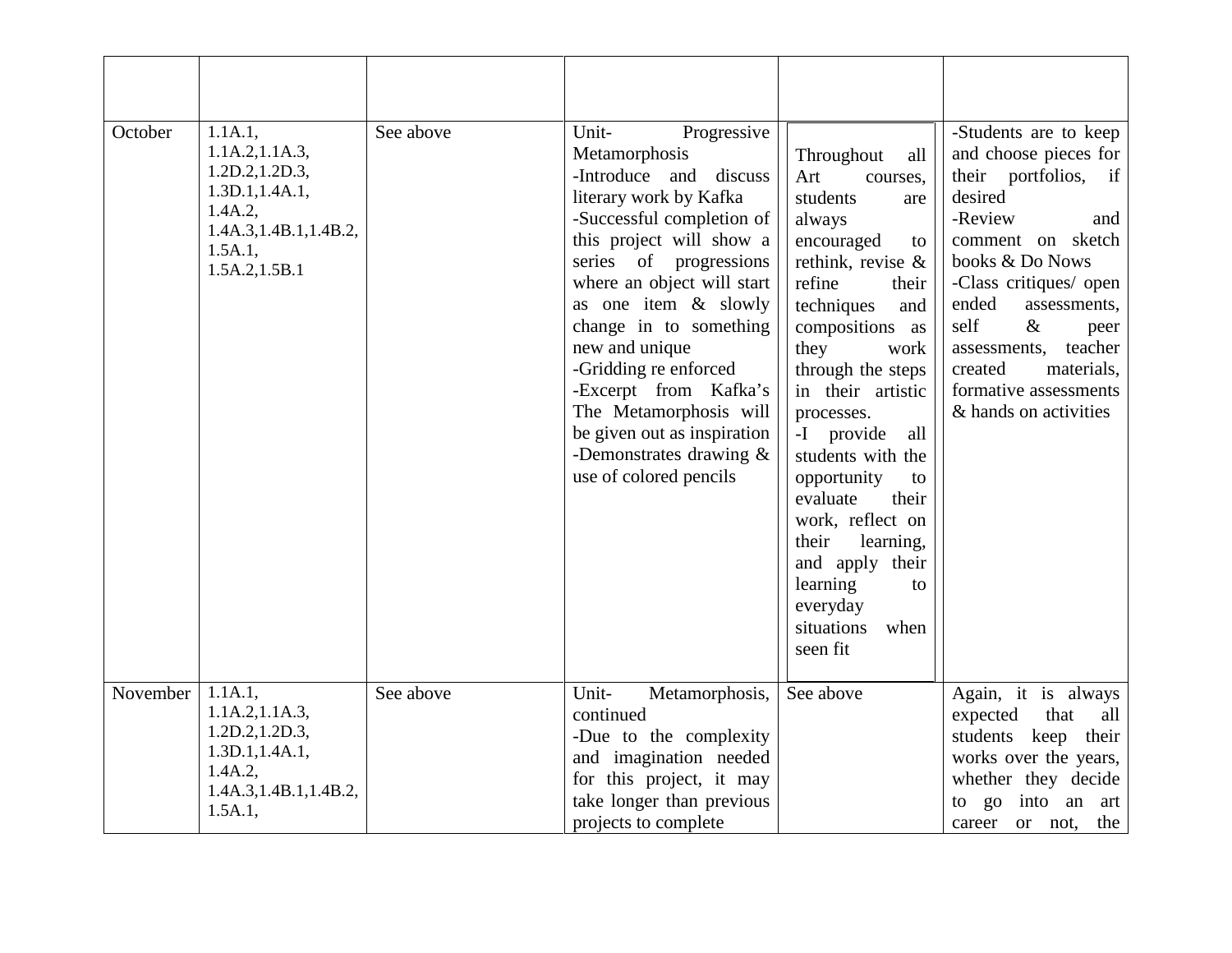| | | | | | |
|---|---|---|---|---|---|
| October | 1.1A.1, 1.1A.2,1.1A.3, 1.2D.2,1.2D.3, 1.3D.1,1.4A.1, 1.4A.2, 1.4A.3,1.4B.1,1.4B.2, 1.5A.1, 1.5A.2,1.5B.1 | See above | Unit- Progressive Metamorphosis<br>-Introduce and discuss literary work by Kafka<br>-Successful completion of this project will show a series of progressions where an object will start as one item & slowly change in to something new and unique<br>-Gridding re enforced<br>-Excerpt from Kafka's The Metamorphosis will be given out as inspiration<br>-Demonstrates drawing & use of colored pencils | Throughout all Art courses, students are always encouraged to rethink, revise & refine their techniques and compositions as they work through the steps in their artistic processes.<br>-I provide all students with the opportunity to evaluate their work, reflect on their learning, and apply their learning to everyday situations when seen fit | -Students are to keep and choose pieces for their portfolios, if desired<br>-Review and comment on sketch books & Do Nows<br>-Class critiques/ open ended assessments, self & peer assessments, teacher created materials, formative assessments & hands on activities |
| November | 1.1A.1, 1.1A.2,1.1A.3, 1.2D.2,1.2D.3, 1.3D.1,1.4A.1, 1.4A.2, 1.4A.3,1.4B.1,1.4B.2, 1.5A.1, | See above | Unit- Metamorphosis, continued<br>-Due to the complexity and imagination needed for this project, it may take longer than previous projects to complete | See above | Again, it is always expected that all students keep their works over the years, whether they decide to go into an art career or not, the |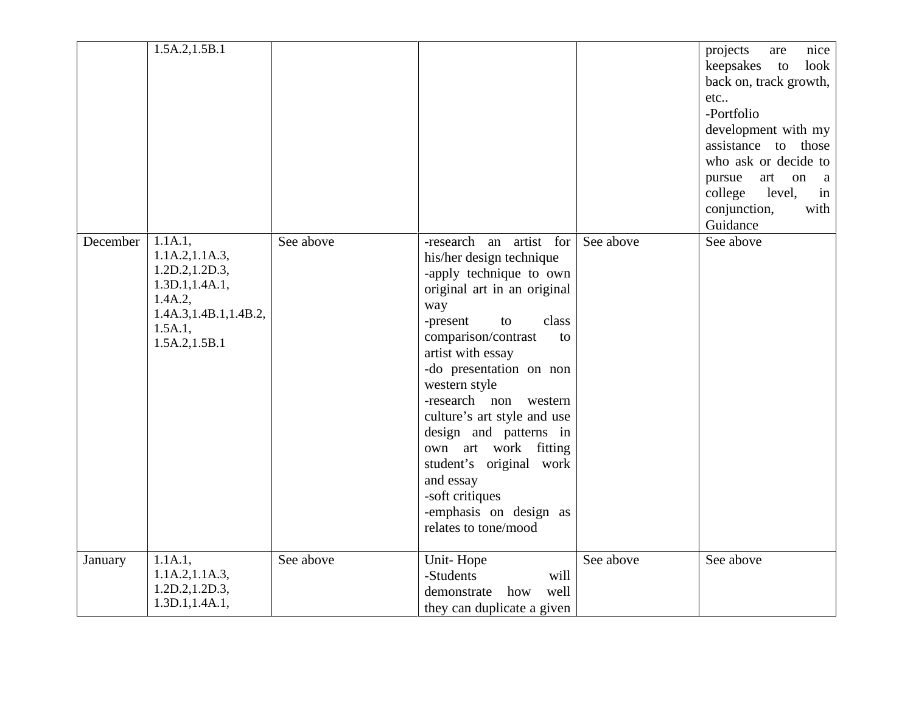| | | | | | |
|---|---|---|---|---|---|
| | 1.5A.2,1.5B.1 | | | | projects are nice keepsakes to look back on, track growth, etc..<br>-Portfolio development with my assistance to those who ask or decide to pursue art on a college level, in conjunction, with Guidance |
| December | 1.1A.1, 1.1A.2,1.1A.3, 1.2D.2,1.2D.3, 1.3D.1,1.4A.1, 1.4A.2, 1.4A.3,1.4B.1,1.4B.2, 1.5A.1, 1.5A.2,1.5B.1 | See above | -research an artist for his/her design technique<br>-apply technique to own original art in an original way<br>-present to class comparison/contrast to artist with essay<br>-do presentation on non western style<br>-research non western culture's art style and use design and patterns in own art work fitting student's original work and essay<br>-soft critiques<br>-emphasis on design as relates to tone/mood | See above | See above |
| January | 1.1A.1, 1.1A.2,1.1A.3, 1.2D.2,1.2D.3, 1.3D.1,1.4A.1, | See above | Unit- Hope<br>-Students will demonstrate how well they can duplicate a given | See above | See above |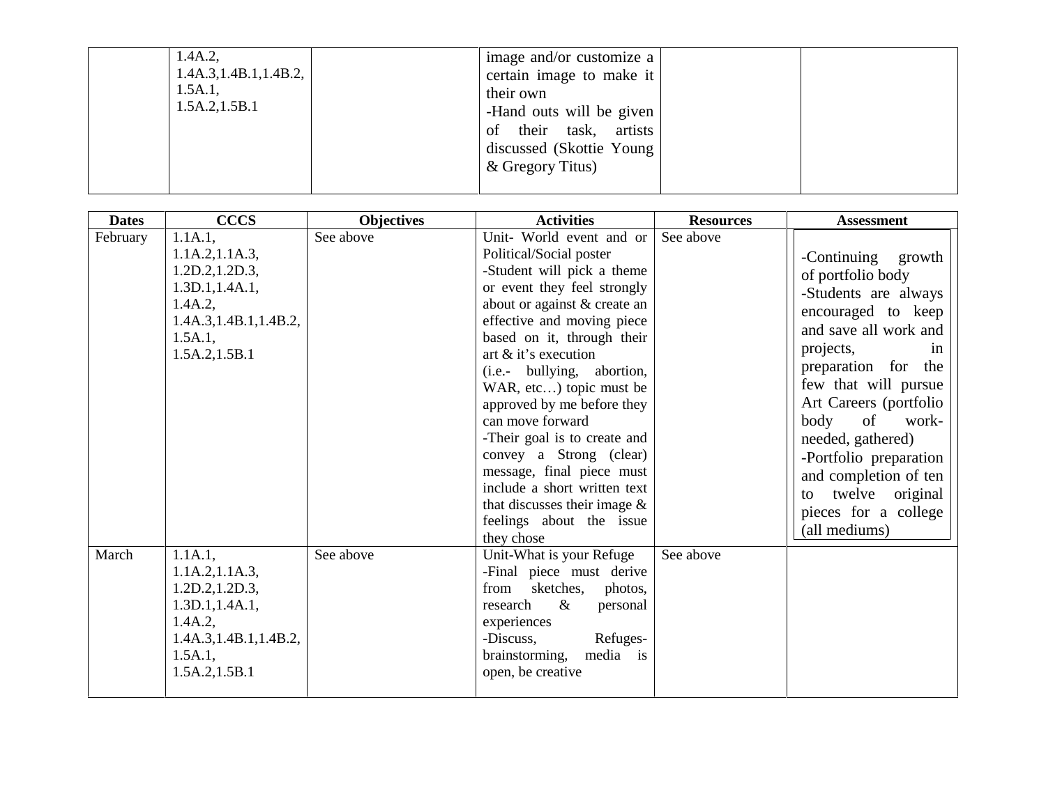| | | | | | |
|---|---|---|---|---|---|
| | 1.4A.2, 1.4A.3,1.4B.1,1.4B.2, 1.5A.1, 1.5A.2,1.5B.1 | | image and/or customize a certain image to make it their own -Hand outs will be given of their task, artists discussed (Skottie Young & Gregory Titus) | | |

| Dates | CCCS | Objectives | Activities | Resources | Assessment |
|---|---|---|---|---|---|
| February | 1.1A.1, 1.1A.2,1.1A.3, 1.2D.2,1.2D.3, 1.3D.1,1.4A.1, 1.4A.2, 1.4A.3,1.4B.1,1.4B.2, 1.5A.1, 1.5A.2,1.5B.1 | See above | Unit- World event and or Political/Social poster -Student will pick a theme or event they feel strongly about or against & create an effective and moving piece based on it, through their art & it's execution (i.e.- bullying, abortion, WAR, etc…) topic must be approved by me before they can move forward -Their goal is to create and convey a Strong (clear) message, final piece must include a short written text that discusses their image & feelings about the issue they chose | See above | -Continuing growth of portfolio body -Students are always encouraged to keep and save all work and projects, in preparation for the few that will pursue Art Careers (portfolio body of work-needed, gathered) -Portfolio preparation and completion of ten to twelve original pieces for a college (all mediums) |
| March | 1.1A.1, 1.1A.2,1.1A.3, 1.2D.2,1.2D.3, 1.3D.1,1.4A.1, 1.4A.2, 1.4A.3,1.4B.1,1.4B.2, 1.5A.1, 1.5A.2,1.5B.1 | See above | Unit-What is your Refuge -Final piece must derive from sketches, photos, research & personal experiences -Discuss, Refuges-brainstorming, media is open, be creative | See above | |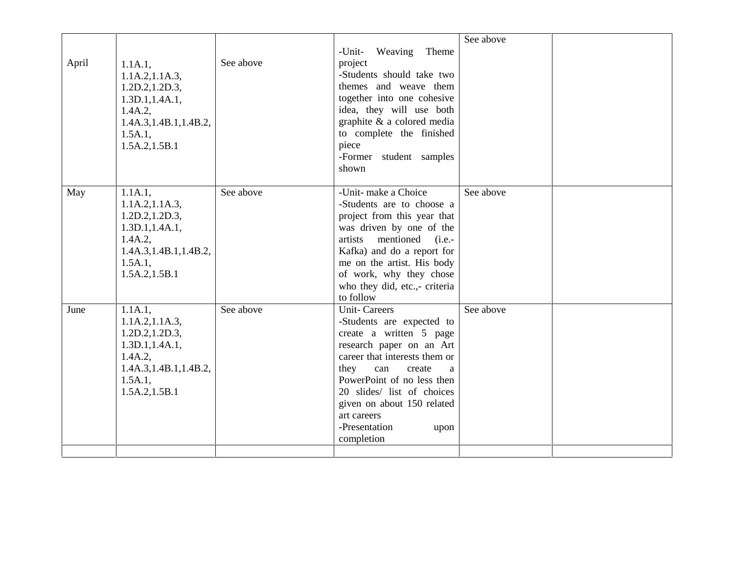| | | | | | |
|---|---|---|---|---|---|
| April | 1.1A.1, 1.1A.2,1.1A.3, 1.2D.2,1.2D.3, 1.3D.1,1.4A.1, 1.4A.2, 1.4A.3,1.4B.1,1.4B.2, 1.5A.1, 1.5A.2,1.5B.1 | See above | -Unit- Weaving Theme project<br>-Students should take two themes and weave them together into one cohesive idea, they will use both graphite & a colored media to complete the finished piece<br>-Former student samples shown | See above | |
| May | 1.1A.1, 1.1A.2,1.1A.3, 1.2D.2,1.2D.3, 1.3D.1,1.4A.1, 1.4A.2, 1.4A.3,1.4B.1,1.4B.2, 1.5A.1, 1.5A.2,1.5B.1 | See above | -Unit- make a Choice<br>-Students are to choose a project from this year that was driven by one of the artists mentioned (i.e.- Kafka) and do a report for me on the artist. His body of work, why they chose who they did, etc.,- criteria to follow | See above | |
| June | 1.1A.1, 1.1A.2,1.1A.3, 1.2D.2,1.2D.3, 1.3D.1,1.4A.1, 1.4A.2, 1.4A.3,1.4B.1,1.4B.2, 1.5A.1, 1.5A.2,1.5B.1 | See above | Unit- Careers<br>-Students are expected to create a written 5 page research paper on an Art career that interests them or they can create a PowerPoint of no less then 20 slides/ list of choices given on about 150 related art careers<br>-Presentation upon completion | See above | |
| | | | | | |